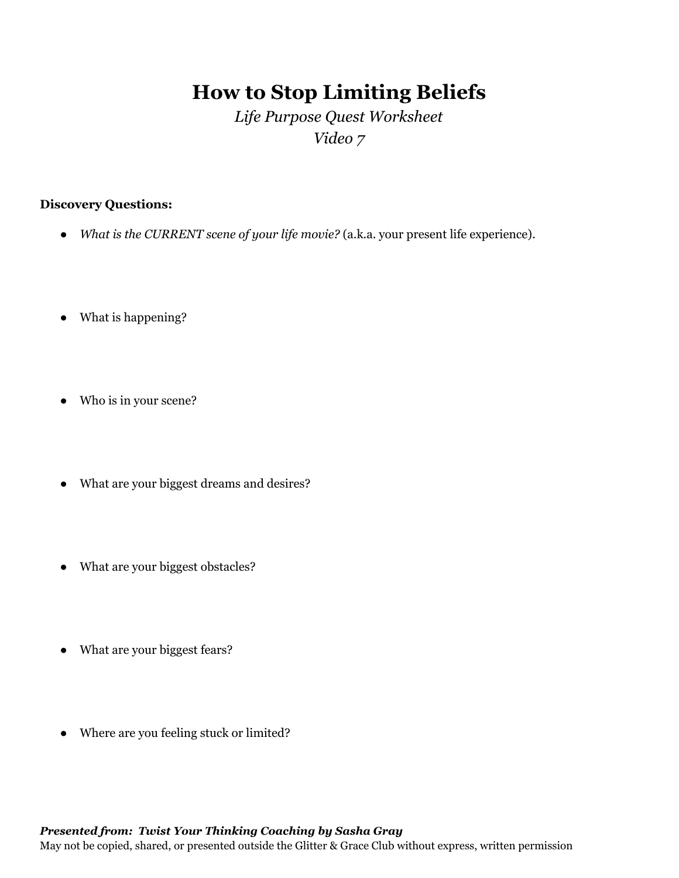# How to Stop Limiting Beliefs

*Life Purpose Quest Worksheet*
*Video 7*

**Discovery Questions:**

- *What is the CURRENT scene of your life movie?* (a.k.a. your present life experience).

- What is happening?

- Who is in your scene?

- What are your biggest dreams and desires?

- What are your biggest obstacles?

- What are your biggest fears?

- Where are you feeling stuck or limited?

***Presented from: Twist Your Thinking Coaching by Sasha Gray***
May not be copied, shared, or presented outside the Glitter & Grace Club without express, written permission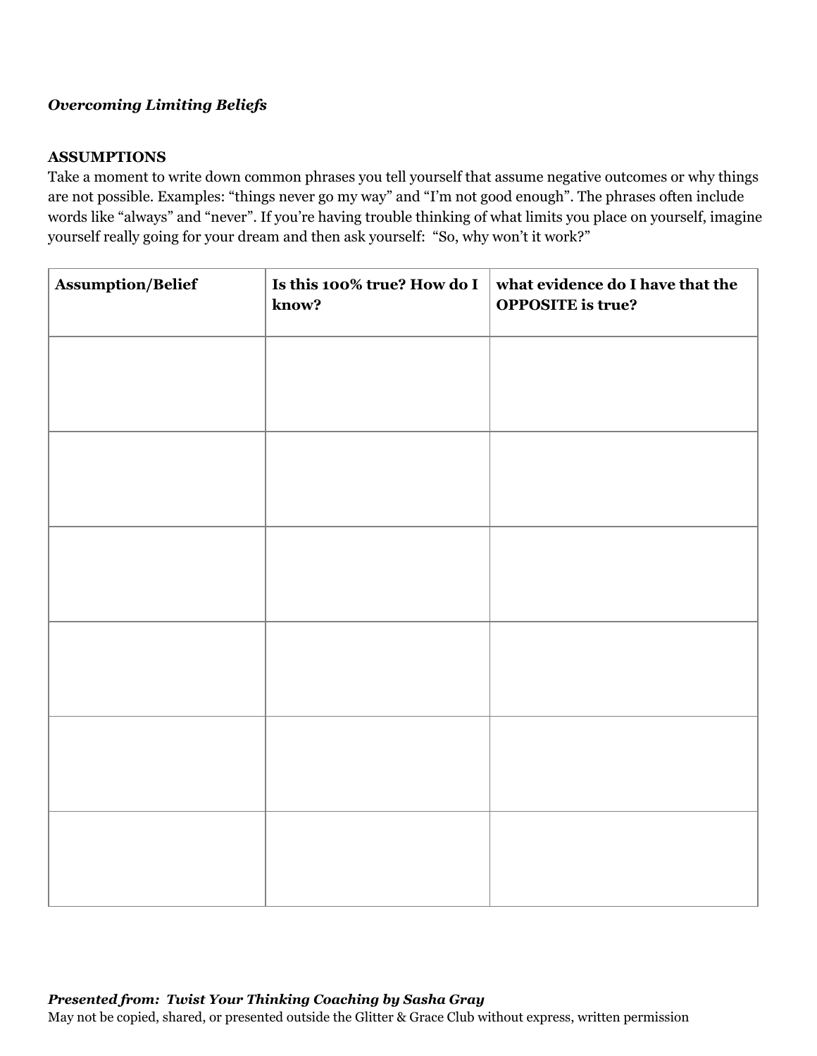***Overcoming Limiting Beliefs***

**ASSUMPTIONS**

Take a moment to write down common phrases you tell yourself that assume negative outcomes or why things are not possible. Examples: "things never go my way" and "I'm not good enough". The phrases often include words like "always" and "never". If you're having trouble thinking of what limits you place on yourself, imagine yourself really going for your dream and then ask yourself: "So, why won't it work?"

| Assumption/Belief | Is this 100% true? How do I know? | what evidence do I have that the OPPOSITE is true? |
| --- | --- | --- |
| | | |
| | | |
| | | |
| | | |
| | | |
| | | |

***Presented from: Twist Your Thinking Coaching by Sasha Gray***

May not be copied, shared, or presented outside the Glitter & Grace Club without express, written permission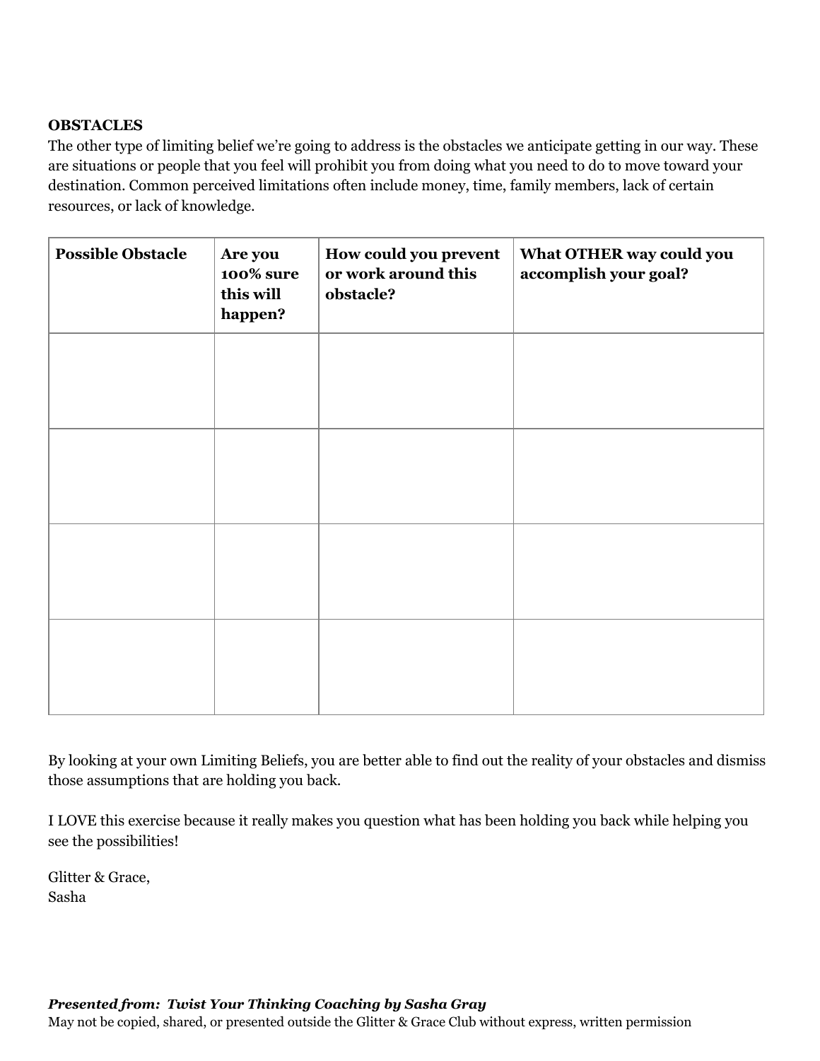**OBSTACLES**
The other type of limiting belief we're going to address is the obstacles we anticipate getting in our way. These are situations or people that you feel will prohibit you from doing what you need to do to move toward your destination. Common perceived limitations often include money, time, family members, lack of certain resources, or lack of knowledge.

| Possible Obstacle | Are you 100% sure this will happen? | How could you prevent or work around this obstacle? | What OTHER way could you accomplish your goal? |
|---|---|---|---|
| | | | |
| | | | |
| | | | |
| | | | |

By looking at your own Limiting Beliefs, you are better able to find out the reality of your obstacles and dismiss those assumptions that are holding you back.

I LOVE this exercise because it really makes you question what has been holding you back while helping you see the possibilities!

Glitter & Grace,
Sasha

***Presented from: Twist Your Thinking Coaching by Sasha Gray***
May not be copied, shared, or presented outside the Glitter & Grace Club without express, written permission